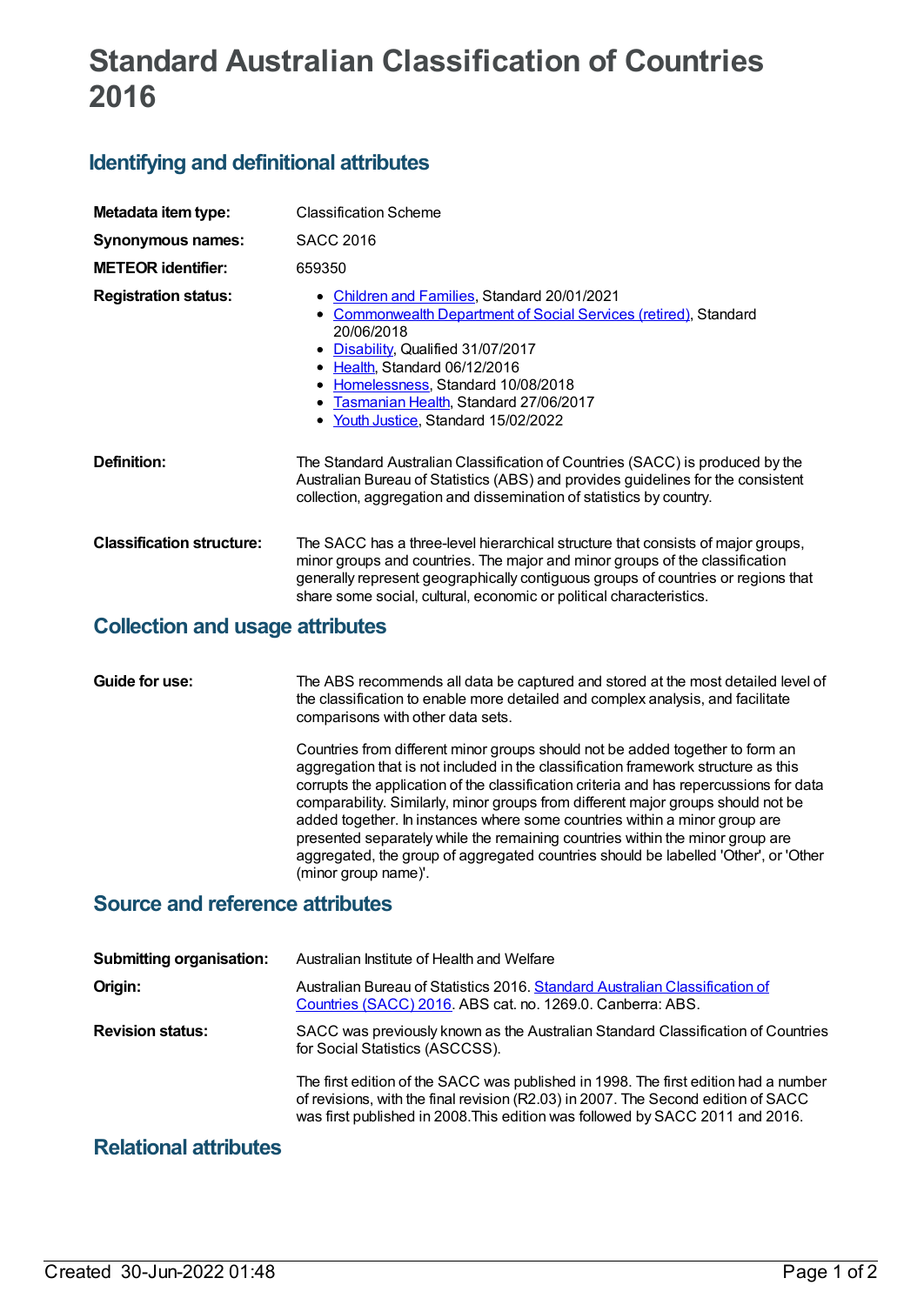# Standard Australian Classification of Countries 2016

## Identifying and definitional attributes

**Metadata item type:** Classification Scheme

**Synonymous names:** SACC 2016

**METEOR identifier:** 659350

**Registration status:**

- Children and Families, Standard 20/01/2021
- Commonwealth Department of Social Services (retired), Standard 20/06/2018
- Disability, Qualified 31/07/2017
- Health, Standard 06/12/2016
- Homelessness, Standard 10/08/2018
- Tasmanian Health, Standard 27/06/2017
- Youth Justice, Standard 15/02/2022

**Definition:** The Standard Australian Classification of Countries (SACC) is produced by the Australian Bureau of Statistics (ABS) and provides guidelines for the consistent collection, aggregation and dissemination of statistics by country.

**Classification structure:** The SACC has a three-level hierarchical structure that consists of major groups, minor groups and countries. The major and minor groups of the classification generally represent geographically contiguous groups of countries or regions that share some social, cultural, economic or political characteristics.

## Collection and usage attributes

**Guide for use:** The ABS recommends all data be captured and stored at the most detailed level of the classification to enable more detailed and complex analysis, and facilitate comparisons with other data sets.

Countries from different minor groups should not be added together to form an aggregation that is not included in the classification framework structure as this corrupts the application of the classification criteria and has repercussions for data comparability. Similarly, minor groups from different major groups should not be added together. In instances where some countries within a minor group are presented separately while the remaining countries within the minor group are aggregated, the group of aggregated countries should be labelled 'Other', or 'Other (minor group name)'.

## Source and reference attributes

**Submitting organisation:** Australian Institute of Health and Welfare

**Origin:** Australian Bureau of Statistics 2016. Standard Australian Classification of Countries (SACC) 2016. ABS cat. no. 1269.0. Canberra: ABS.

**Revision status:** SACC was previously known as the Australian Standard Classification of Countries for Social Statistics (ASCCSS).

The first edition of the SACC was published in 1998. The first edition had a number of revisions, with the final revision (R2.03) in 2007. The Second edition of SACC was first published in 2008.This edition was followed by SACC 2011 and 2016.

## Relational attributes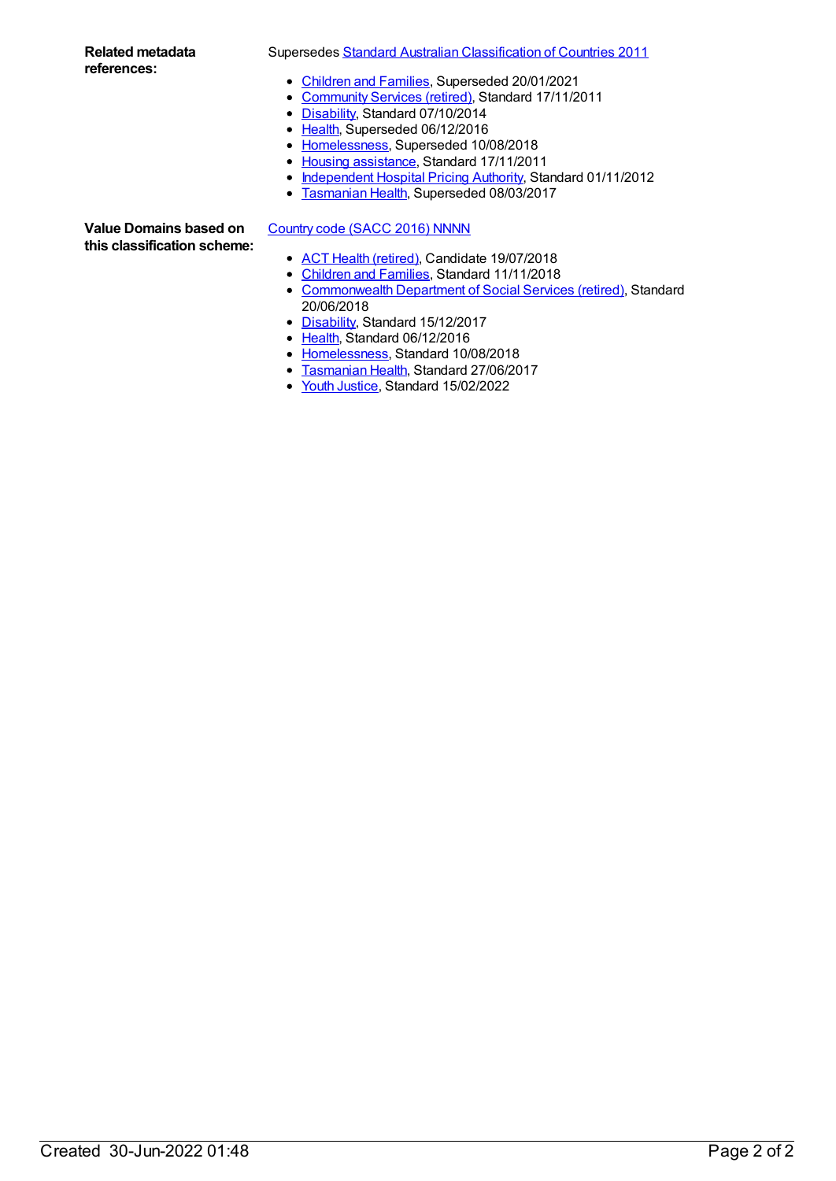**Related metadata references:**

Supersedes Standard Australian Classification of Countries 2011

- Children and Families, Superseded 20/01/2021
- Community Services (retired), Standard 17/11/2011
- Disability, Standard 07/10/2014
- Health, Superseded 06/12/2016
- Homelessness, Superseded 10/08/2018
- Housing assistance, Standard 17/11/2011
- Independent Hospital Pricing Authority, Standard 01/11/2012
- Tasmanian Health, Superseded 08/03/2017

**Value Domains based on this classification scheme:**

Country code (SACC 2016) NNNN

- ACT Health (retired), Candidate 19/07/2018
- Children and Families, Standard 11/11/2018
- Commonwealth Department of Social Services (retired), Standard 20/06/2018
- Disability, Standard 15/12/2017
- Health, Standard 06/12/2016
- Homelessness, Standard 10/08/2018
- Tasmanian Health, Standard 27/06/2017
- Youth Justice, Standard 15/02/2022